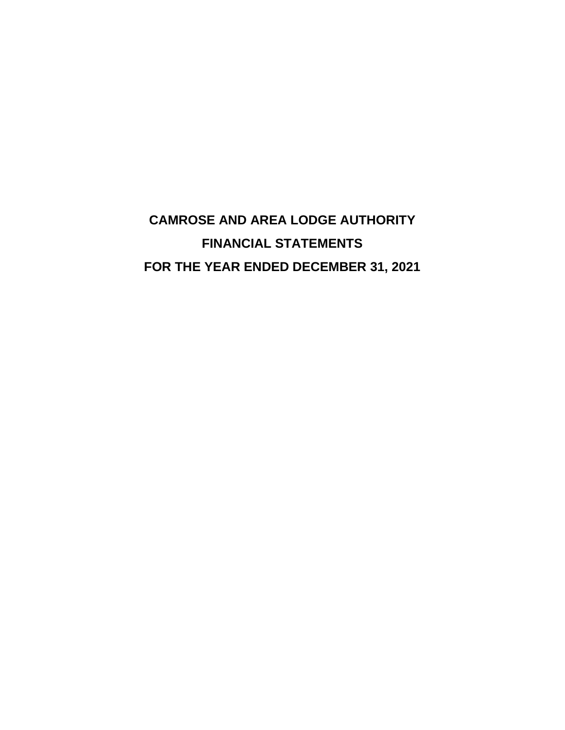# CAMROSE AND AREA LODGE AUTHORITY

## FINANCIAL STATEMENTS

## FOR THE YEAR ENDED DECEMBER 31, 2021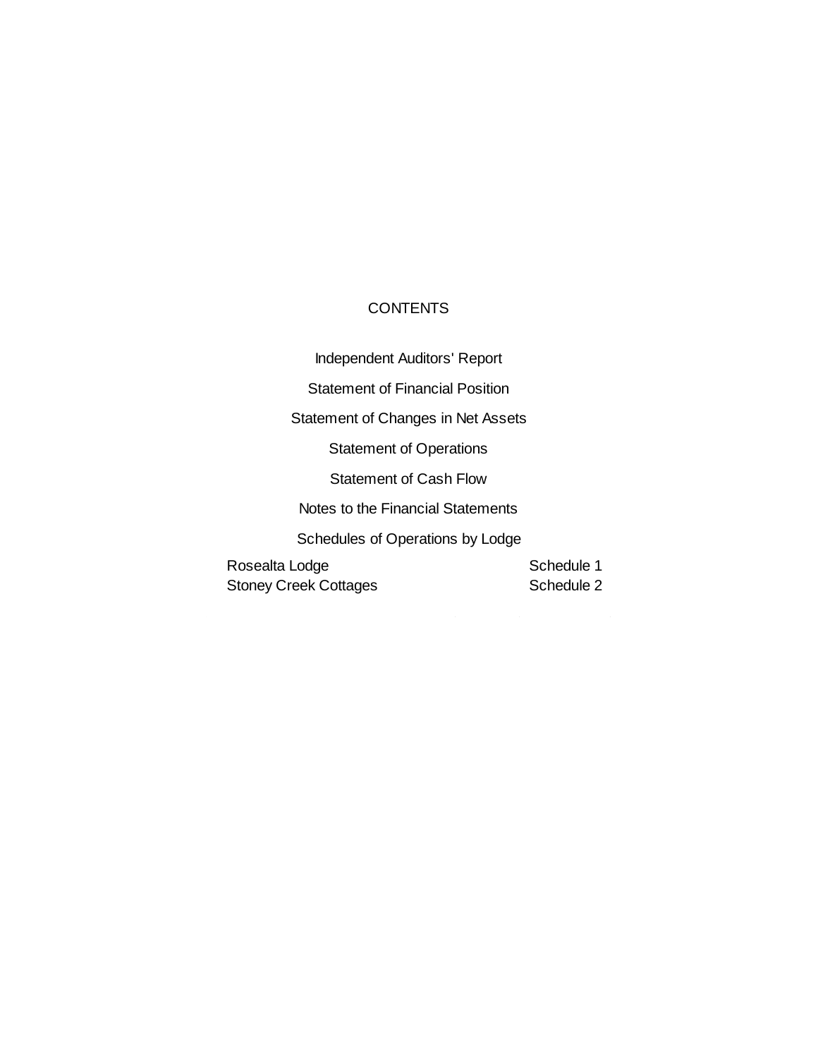# CONTENTS

Independent Auditors' Report

Statement of Financial Position

Statement of Changes in Net Assets

Statement of Operations

Statement of Cash Flow

Notes to the Financial Statements

Schedules of Operations by Lodge

| | |
|---|---|
| Rosealta Lodge | Schedule 1 |
| Stoney Creek Cottages | Schedule 2 |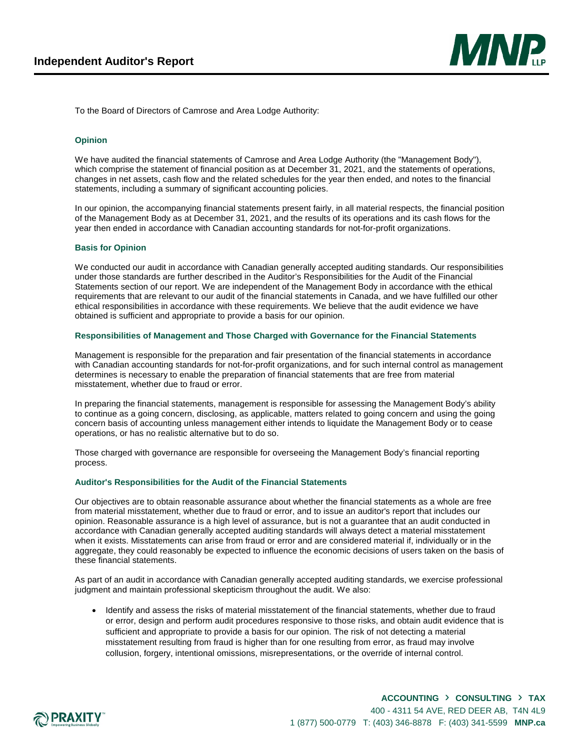# Independent Auditor's Report

To the Board of Directors of Camrose and Area Lodge Authority:

### Opinion

We have audited the financial statements of Camrose and Area Lodge Authority (the "Management Body"), which comprise the statement of financial position as at December 31, 2021, and the statements of operations, changes in net assets, cash flow and the related schedules for the year then ended, and notes to the financial statements, including a summary of significant accounting policies.

In our opinion, the accompanying financial statements present fairly, in all material respects, the financial position of the Management Body as at December 31, 2021, and the results of its operations and its cash flows for the year then ended in accordance with Canadian accounting standards for not-for-profit organizations.

### Basis for Opinion

We conducted our audit in accordance with Canadian generally accepted auditing standards. Our responsibilities under those standards are further described in the Auditor's Responsibilities for the Audit of the Financial Statements section of our report. We are independent of the Management Body in accordance with the ethical requirements that are relevant to our audit of the financial statements in Canada, and we have fulfilled our other ethical responsibilities in accordance with these requirements. We believe that the audit evidence we have obtained is sufficient and appropriate to provide a basis for our opinion.

### Responsibilities of Management and Those Charged with Governance for the Financial Statements

Management is responsible for the preparation and fair presentation of the financial statements in accordance with Canadian accounting standards for not-for-profit organizations, and for such internal control as management determines is necessary to enable the preparation of financial statements that are free from material misstatement, whether due to fraud or error.

In preparing the financial statements, management is responsible for assessing the Management Body's ability to continue as a going concern, disclosing, as applicable, matters related to going concern and using the going concern basis of accounting unless management either intends to liquidate the Management Body or to cease operations, or has no realistic alternative but to do so.

Those charged with governance are responsible for overseeing the Management Body's financial reporting process.

### Auditor's Responsibilities for the Audit of the Financial Statements

Our objectives are to obtain reasonable assurance about whether the financial statements as a whole are free from material misstatement, whether due to fraud or error, and to issue an auditor's report that includes our opinion. Reasonable assurance is a high level of assurance, but is not a guarantee that an audit conducted in accordance with Canadian generally accepted auditing standards will always detect a material misstatement when it exists. Misstatements can arise from fraud or error and are considered material if, individually or in the aggregate, they could reasonably be expected to influence the economic decisions of users taken on the basis of these financial statements.

As part of an audit in accordance with Canadian generally accepted auditing standards, we exercise professional judgment and maintain professional skepticism throughout the audit. We also:

- Identify and assess the risks of material misstatement of the financial statements, whether due to fraud or error, design and perform audit procedures responsive to those risks, and obtain audit evidence that is sufficient and appropriate to provide a basis for our opinion. The risk of not detecting a material misstatement resulting from fraud is higher than for one resulting from error, as fraud may involve collusion, forgery, intentional omissions, misrepresentations, or the override of internal control.

ACCOUNTING › CONSULTING › TAX
400 - 4311 54 AVE, RED DEER AB, T4N 4L9
1 (877) 500-0779 T: (403) 346-8878 F: (403) 341-5599 **MNP.ca**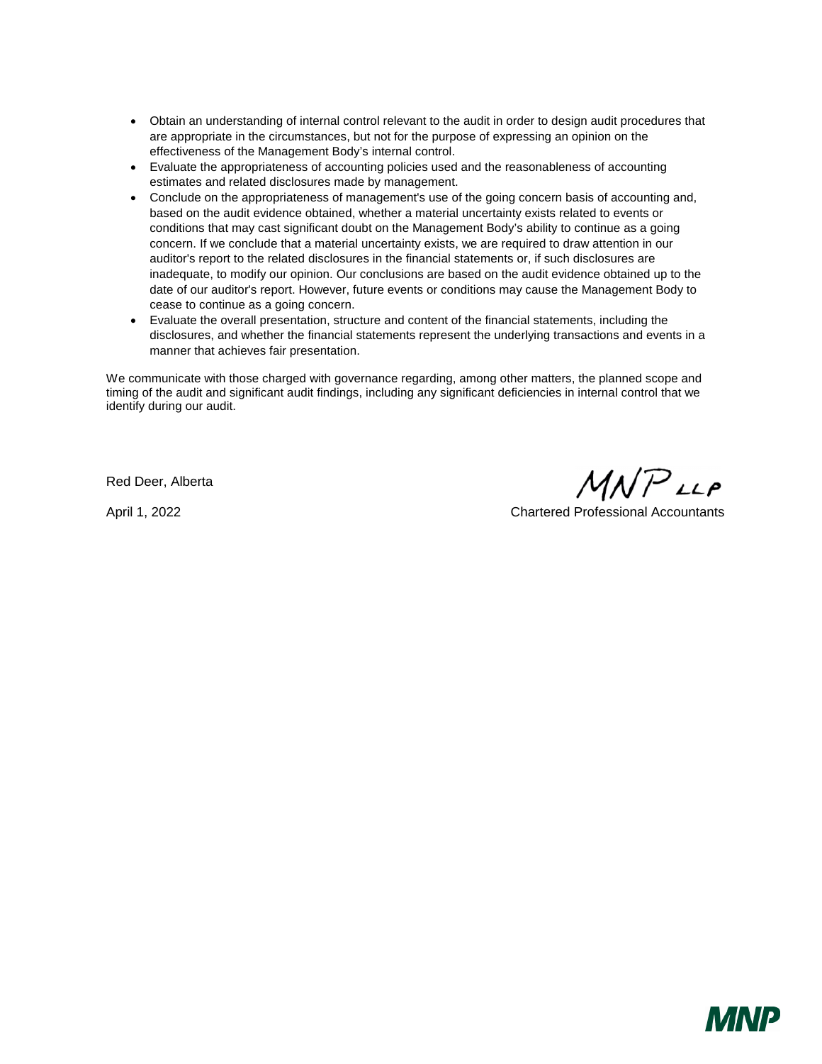- Obtain an understanding of internal control relevant to the audit in order to design audit procedures that are appropriate in the circumstances, but not for the purpose of expressing an opinion on the effectiveness of the Management Body's internal control.
- Evaluate the appropriateness of accounting policies used and the reasonableness of accounting estimates and related disclosures made by management.
- Conclude on the appropriateness of management's use of the going concern basis of accounting and, based on the audit evidence obtained, whether a material uncertainty exists related to events or conditions that may cast significant doubt on the Management Body's ability to continue as a going concern. If we conclude that a material uncertainty exists, we are required to draw attention in our auditor's report to the related disclosures in the financial statements or, if such disclosures are inadequate, to modify our opinion. Our conclusions are based on the audit evidence obtained up to the date of our auditor's report. However, future events or conditions may cause the Management Body to cease to continue as a going concern.
- Evaluate the overall presentation, structure and content of the financial statements, including the disclosures, and whether the financial statements represent the underlying transactions and events in a manner that achieves fair presentation.

We communicate with those charged with governance regarding, among other matters, the planned scope and timing of the audit and significant audit findings, including any significant deficiencies in internal control that we identify during our audit.

Red Deer, Alberta

April 1, 2022

MNP LLP

Chartered Professional Accountants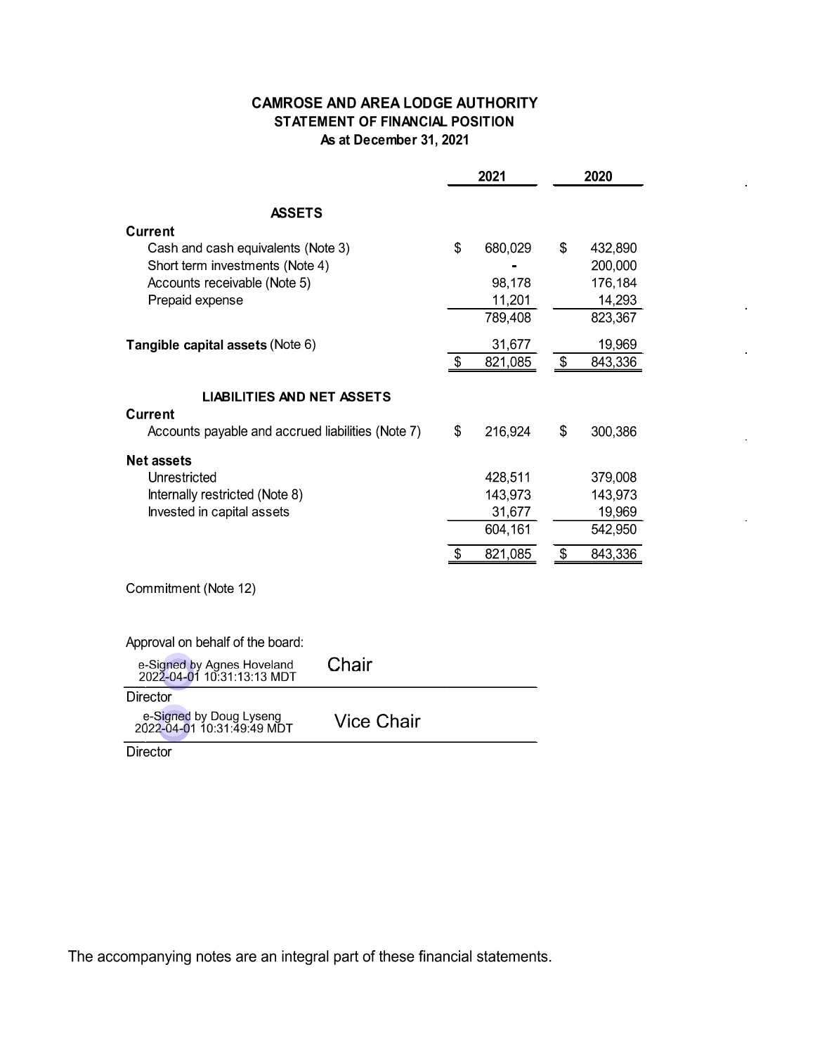# CAMROSE AND AREA LODGE AUTHORITY
## STATEMENT OF FINANCIAL POSITION
### As at December 31, 2021

| | 2021 | 2020 |
|---|---|---|
| **ASSETS** | | |
| **Current** | | |
| Cash and cash equivalents (Note 3) | $ 680,029 | $ 432,890 |
| Short term investments (Note 4) | - | 200,000 |
| Accounts receivable (Note 5) | 98,178 | 176,184 |
| Prepaid expense | 11,201 | 14,293 |
| | 789,408 | 823,367 |
| **Tangible capital assets** (Note 6) | 31,677 | 19,969 |
| | $ 821,085 | $ 843,336 |
| **LIABILITIES AND NET ASSETS** | | |
| **Current** | | |
| Accounts payable and accrued liabilities (Note 7) | $ 216,924 | $ 300,386 |
| **Net assets** | | |
| Unrestricted | 428,511 | 379,008 |
| Internally restricted (Note 8) | 143,973 | 143,973 |
| Invested in capital assets | 31,677 | 19,969 |
| | 604,161 | 542,950 |
| | $ 821,085 | $ 843,336 |

Commitment (Note 12)

Approval on behalf of the board:

e-Signed by Agnes Hoveland 2022-04-01 10:31:13:13 MDT Chair

Director

e-Signed by Doug Lyseng 2022-04-01 10:31:49:49 MDT Vice Chair

Director

The accompanying notes are an integral part of these financial statements.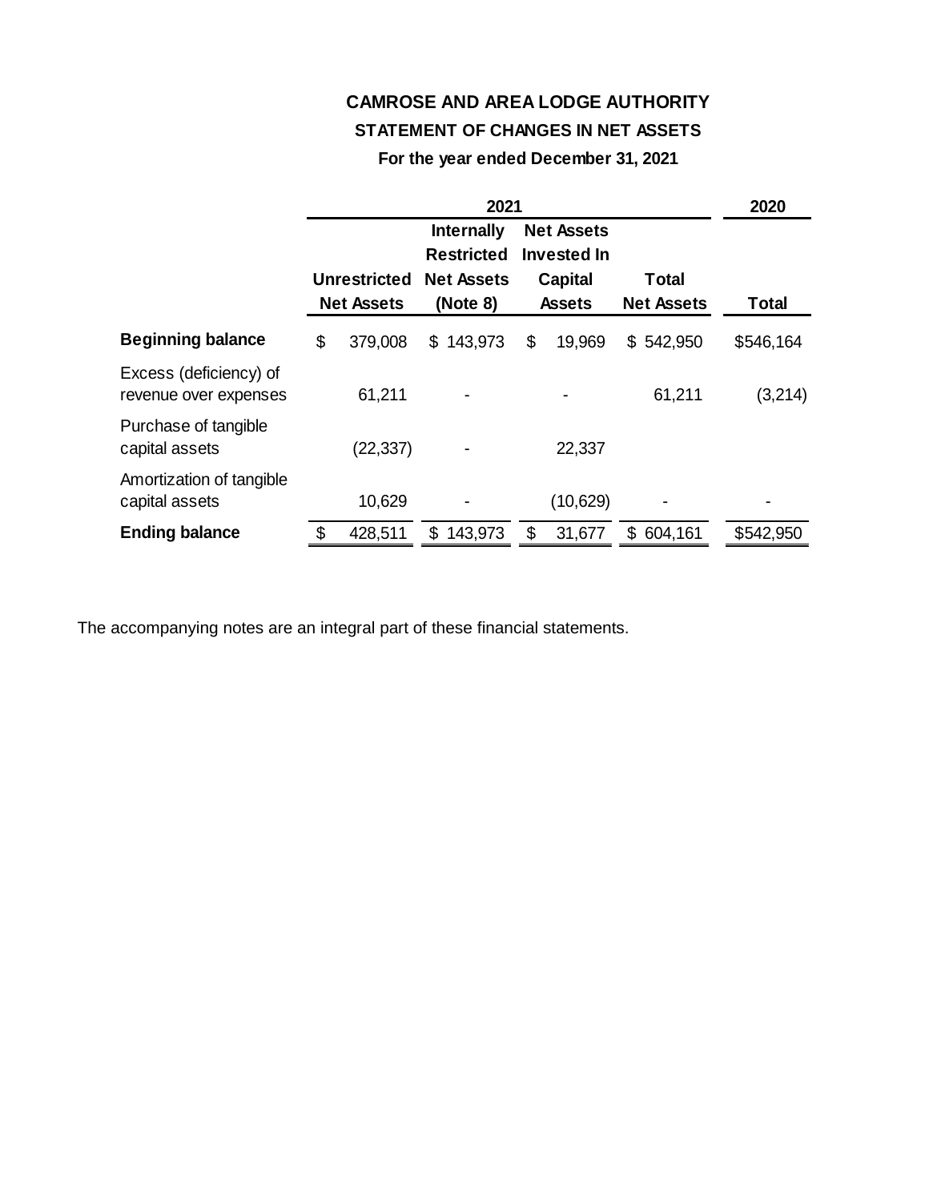# CAMROSE AND AREA LODGE AUTHORITY

## STATEMENT OF CHANGES IN NET ASSETS

### For the year ended December 31, 2021

| | 2021 | | | | 2020 |
|---|---|---|---|---|---|
| | Unrestricted Net Assets | Internally Restricted Net Assets (Note 8) | Net Assets Invested In Capital Assets | Total Net Assets | Total |
| **Beginning balance** | $ 379,008 | $ 143,973 | $ 19,969 | $ 542,950 | $546,164 |
| Excess (deficiency) of revenue over expenses | 61,211 | - | - | 61,211 | (3,214) |
| Purchase of tangible capital assets | (22,337) | - | 22,337 | | |
| Amortization of tangible capital assets | 10,629 | - | (10,629) | - | - |
| **Ending balance** | $ 428,511 | $ 143,973 | $ 31,677 | $ 604,161 | $542,950 |

The accompanying notes are an integral part of these financial statements.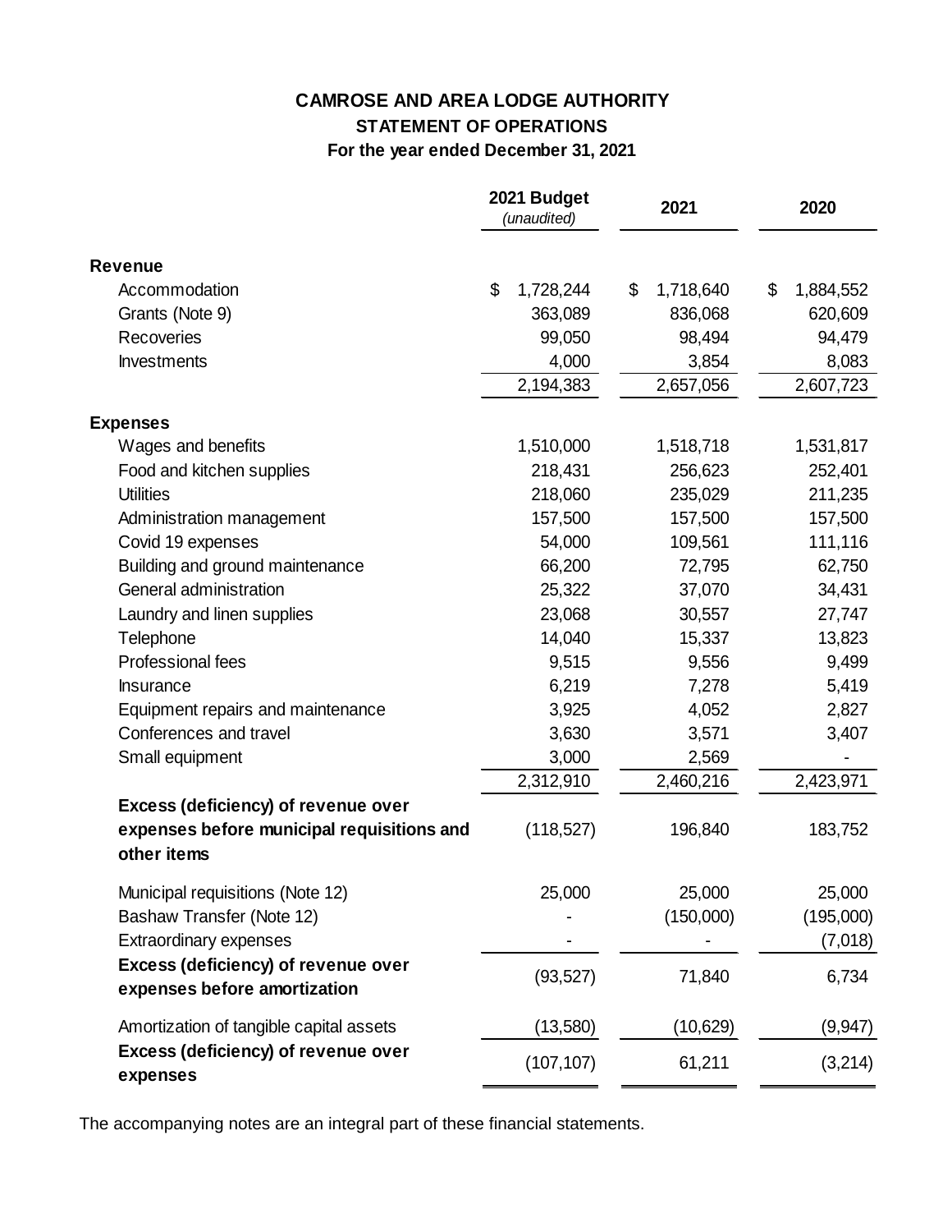# CAMROSE AND AREA LODGE AUTHORITY
## STATEMENT OF OPERATIONS
### For the year ended December 31, 2021

| | 2021 Budget *(unaudited)* | 2021 | 2020 |
|---|---|---|---|
| **Revenue** | | | |
| Accommodation | $ 1,728,244 | $ 1,718,640 | $ 1,884,552 |
| Grants (Note 9) | 363,089 | 836,068 | 620,609 |
| Recoveries | 99,050 | 98,494 | 94,479 |
| Investments | 4,000 | 3,854 | 8,083 |
| | 2,194,383 | 2,657,056 | 2,607,723 |
| **Expenses** | | | |
| Wages and benefits | 1,510,000 | 1,518,718 | 1,531,817 |
| Food and kitchen supplies | 218,431 | 256,623 | 252,401 |
| Utilities | 218,060 | 235,029 | 211,235 |
| Administration management | 157,500 | 157,500 | 157,500 |
| Covid 19 expenses | 54,000 | 109,561 | 111,116 |
| Building and ground maintenance | 66,200 | 72,795 | 62,750 |
| General administration | 25,322 | 37,070 | 34,431 |
| Laundry and linen supplies | 23,068 | 30,557 | 27,747 |
| Telephone | 14,040 | 15,337 | 13,823 |
| Professional fees | 9,515 | 9,556 | 9,499 |
| Insurance | 6,219 | 7,278 | 5,419 |
| Equipment repairs and maintenance | 3,925 | 4,052 | 2,827 |
| Conferences and travel | 3,630 | 3,571 | 3,407 |
| Small equipment | 3,000 | 2,569 | - |
| | 2,312,910 | 2,460,216 | 2,423,971 |
| **Excess (deficiency) of revenue over expenses before municipal requisitions and other items** | (118,527) | 196,840 | 183,752 |
| Municipal requisitions (Note 12) | 25,000 | 25,000 | 25,000 |
| Bashaw Transfer (Note 12) | - | (150,000) | (195,000) |
| Extraordinary expenses | - | - | (7,018) |
| **Excess (deficiency) of revenue over expenses before amortization** | (93,527) | 71,840 | 6,734 |
| Amortization of tangible capital assets | (13,580) | (10,629) | (9,947) |
| **Excess (deficiency) of revenue over expenses** | (107,107) | 61,211 | (3,214) |

The accompanying notes are an integral part of these financial statements.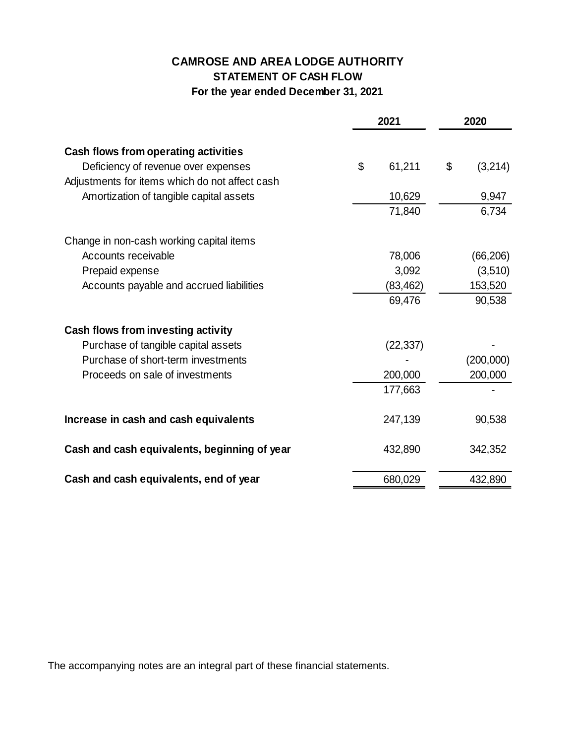# CAMROSE AND AREA LODGE AUTHORITY
## STATEMENT OF CASH FLOW
### For the year ended December 31, 2021

| | 2021 | 2020 |
|---|---|---|
| **Cash flows from operating activities** | | |
| Deficiency of revenue over expenses | $ 61,211 | $ (3,214) |
| Adjustments for items which do not affect cash | | |
| Amortization of tangible capital assets | 10,629 | 9,947 |
| | 71,840 | 6,734 |
| Change in non-cash working capital items | | |
| Accounts receivable | 78,006 | (66,206) |
| Prepaid expense | 3,092 | (3,510) |
| Accounts payable and accrued liabilities | (83,462) | 153,520 |
| | 69,476 | 90,538 |
| **Cash flows from investing activity** | | |
| Purchase of tangible capital assets | (22,337) | - |
| Purchase of short-term investments | - | (200,000) |
| Proceeds on sale of investments | 200,000 | 200,000 |
| | 177,663 | - |
| **Increase in cash and cash equivalents** | 247,139 | 90,538 |
| **Cash and cash equivalents, beginning of year** | 432,890 | 342,352 |
| **Cash and cash equivalents, end of year** | 680,029 | 432,890 |

The accompanying notes are an integral part of these financial statements.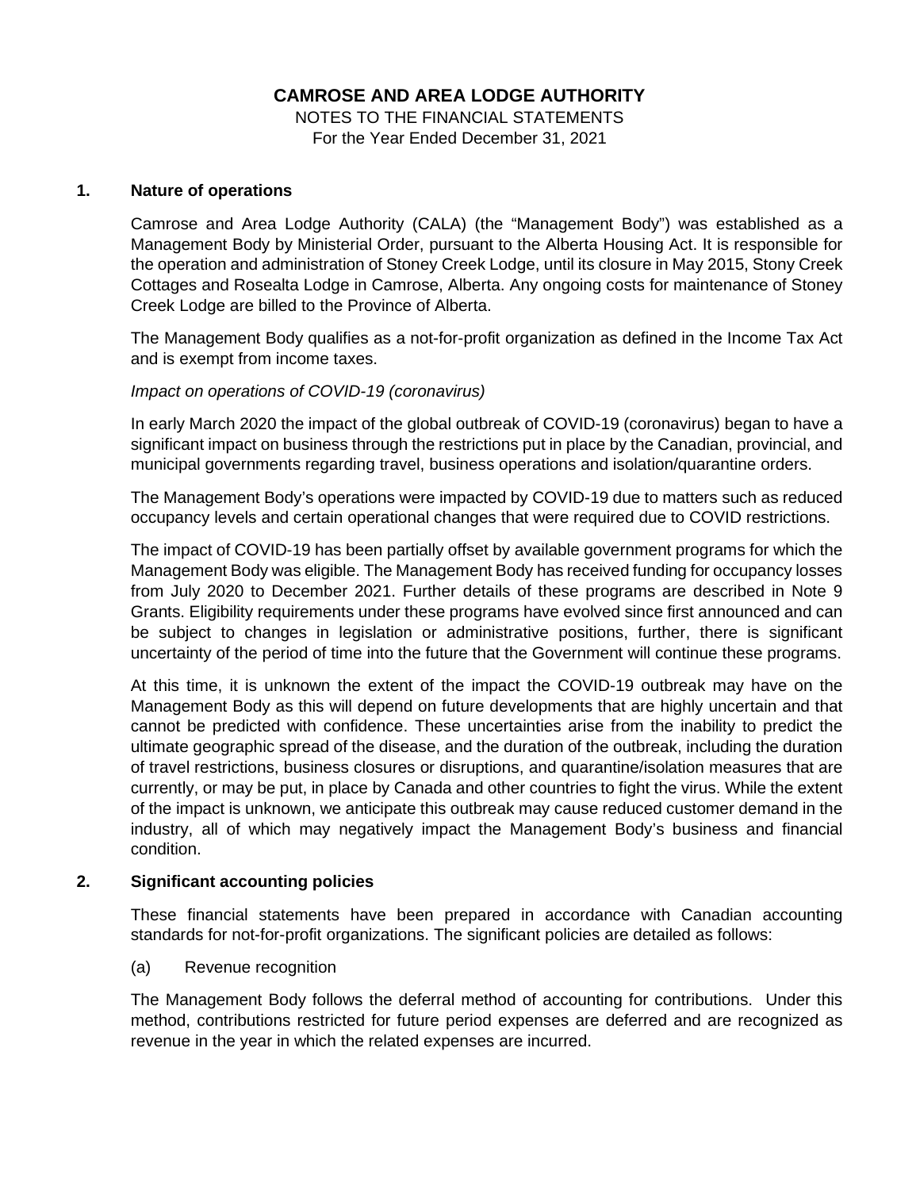# CAMROSE AND AREA LODGE AUTHORITY

NOTES TO THE FINANCIAL STATEMENTS
For the Year Ended December 31, 2021

## 1. Nature of operations

Camrose and Area Lodge Authority (CALA) (the "Management Body") was established as a Management Body by Ministerial Order, pursuant to the Alberta Housing Act. It is responsible for the operation and administration of Stoney Creek Lodge, until its closure in May 2015, Stony Creek Cottages and Rosealta Lodge in Camrose, Alberta. Any ongoing costs for maintenance of Stoney Creek Lodge are billed to the Province of Alberta.

The Management Body qualifies as a not-for-profit organization as defined in the Income Tax Act and is exempt from income taxes.

*Impact on operations of COVID-19 (coronavirus)*

In early March 2020 the impact of the global outbreak of COVID-19 (coronavirus) began to have a significant impact on business through the restrictions put in place by the Canadian, provincial, and municipal governments regarding travel, business operations and isolation/quarantine orders.

The Management Body's operations were impacted by COVID-19 due to matters such as reduced occupancy levels and certain operational changes that were required due to COVID restrictions.

The impact of COVID-19 has been partially offset by available government programs for which the Management Body was eligible. The Management Body has received funding for occupancy losses from July 2020 to December 2021. Further details of these programs are described in Note 9 Grants. Eligibility requirements under these programs have evolved since first announced and can be subject to changes in legislation or administrative positions, further, there is significant uncertainty of the period of time into the future that the Government will continue these programs.

At this time, it is unknown the extent of the impact the COVID-19 outbreak may have on the Management Body as this will depend on future developments that are highly uncertain and that cannot be predicted with confidence. These uncertainties arise from the inability to predict the ultimate geographic spread of the disease, and the duration of the outbreak, including the duration of travel restrictions, business closures or disruptions, and quarantine/isolation measures that are currently, or may be put, in place by Canada and other countries to fight the virus. While the extent of the impact is unknown, we anticipate this outbreak may cause reduced customer demand in the industry, all of which may negatively impact the Management Body's business and financial condition.

## 2. Significant accounting policies

These financial statements have been prepared in accordance with Canadian accounting standards for not-for-profit organizations. The significant policies are detailed as follows:

(a) Revenue recognition

The Management Body follows the deferral method of accounting for contributions. Under this method, contributions restricted for future period expenses are deferred and are recognized as revenue in the year in which the related expenses are incurred.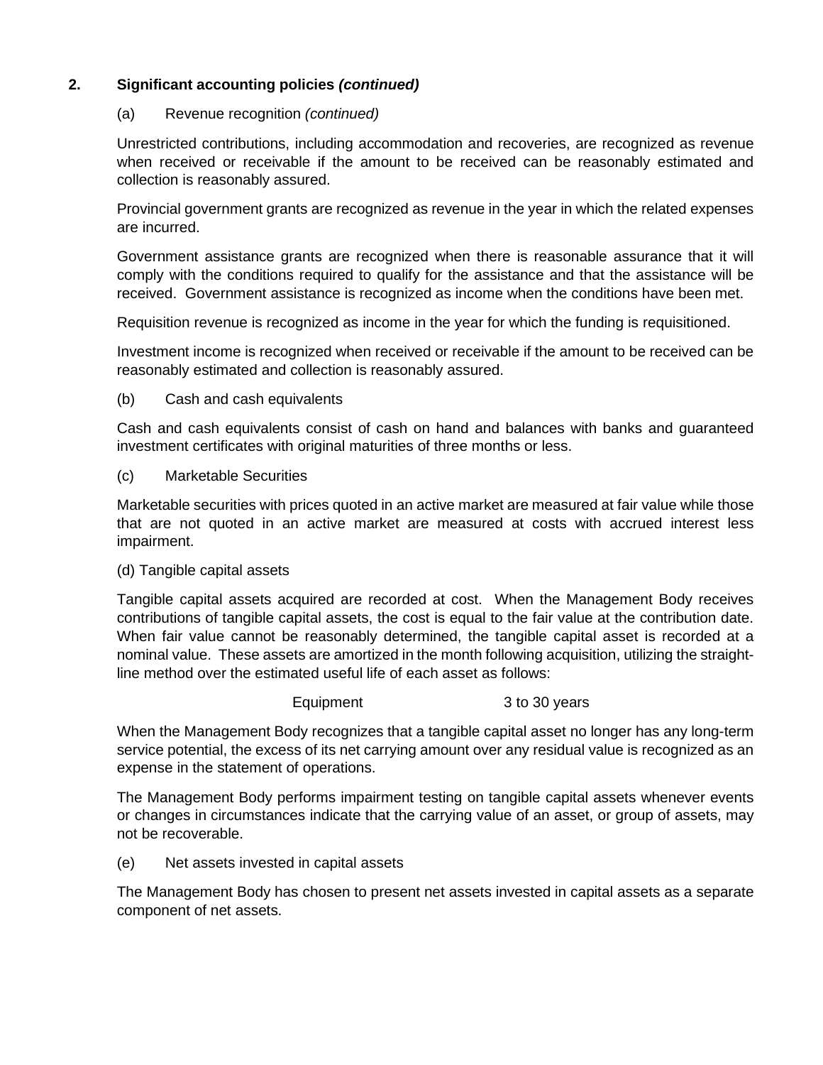## 2. Significant accounting policies *(continued)*

(a) Revenue recognition *(continued)*

Unrestricted contributions, including accommodation and recoveries, are recognized as revenue when received or receivable if the amount to be received can be reasonably estimated and collection is reasonably assured.

Provincial government grants are recognized as revenue in the year in which the related expenses are incurred.

Government assistance grants are recognized when there is reasonable assurance that it will comply with the conditions required to qualify for the assistance and that the assistance will be received. Government assistance is recognized as income when the conditions have been met.

Requisition revenue is recognized as income in the year for which the funding is requisitioned.

Investment income is recognized when received or receivable if the amount to be received can be reasonably estimated and collection is reasonably assured.

(b) Cash and cash equivalents

Cash and cash equivalents consist of cash on hand and balances with banks and guaranteed investment certificates with original maturities of three months or less.

(c) Marketable Securities

Marketable securities with prices quoted in an active market are measured at fair value while those that are not quoted in an active market are measured at costs with accrued interest less impairment.

(d) Tangible capital assets

Tangible capital assets acquired are recorded at cost. When the Management Body receives contributions of tangible capital assets, the cost is equal to the fair value at the contribution date. When fair value cannot be reasonably determined, the tangible capital asset is recorded at a nominal value. These assets are amortized in the month following acquisition, utilizing the straight-line method over the estimated useful life of each asset as follows:

| | |
|---|---|
| Equipment | 3 to 30 years |

When the Management Body recognizes that a tangible capital asset no longer has any long-term service potential, the excess of its net carrying amount over any residual value is recognized as an expense in the statement of operations.

The Management Body performs impairment testing on tangible capital assets whenever events or changes in circumstances indicate that the carrying value of an asset, or group of assets, may not be recoverable.

(e) Net assets invested in capital assets

The Management Body has chosen to present net assets invested in capital assets as a separate component of net assets.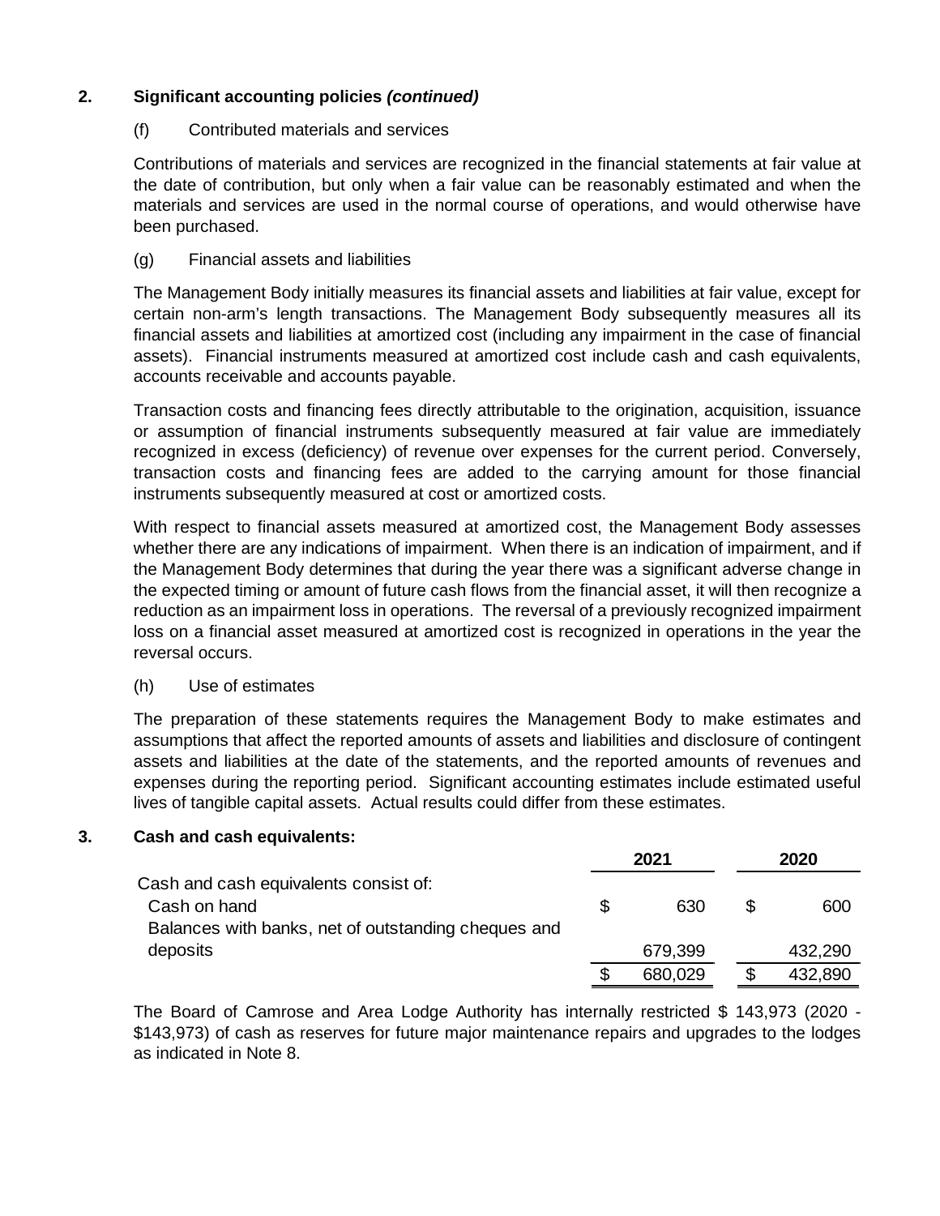## 2. Significant accounting policies *(continued)*

(f) Contributed materials and services

Contributions of materials and services are recognized in the financial statements at fair value at the date of contribution, but only when a fair value can be reasonably estimated and when the materials and services are used in the normal course of operations, and would otherwise have been purchased.

(g) Financial assets and liabilities

The Management Body initially measures its financial assets and liabilities at fair value, except for certain non-arm's length transactions. The Management Body subsequently measures all its financial assets and liabilities at amortized cost (including any impairment in the case of financial assets). Financial instruments measured at amortized cost include cash and cash equivalents, accounts receivable and accounts payable.

Transaction costs and financing fees directly attributable to the origination, acquisition, issuance or assumption of financial instruments subsequently measured at fair value are immediately recognized in excess (deficiency) of revenue over expenses for the current period. Conversely, transaction costs and financing fees are added to the carrying amount for those financial instruments subsequently measured at cost or amortized costs.

With respect to financial assets measured at amortized cost, the Management Body assesses whether there are any indications of impairment. When there is an indication of impairment, and if the Management Body determines that during the year there was a significant adverse change in the expected timing or amount of future cash flows from the financial asset, it will then recognize a reduction as an impairment loss in operations. The reversal of a previously recognized impairment loss on a financial asset measured at amortized cost is recognized in operations in the year the reversal occurs.

(h) Use of estimates

The preparation of these statements requires the Management Body to make estimates and assumptions that affect the reported amounts of assets and liabilities and disclosure of contingent assets and liabilities at the date of the statements, and the reported amounts of revenues and expenses during the reporting period. Significant accounting estimates include estimated useful lives of tangible capital assets. Actual results could differ from these estimates.

## 3. Cash and cash equivalents:

| | 2021 | 2020 |
|---|---|---|
| Cash and cash equivalents consist of: | | |
| Cash on hand | $ 630 | $ 600 |
| Balances with banks, net of outstanding cheques and deposits | 679,399 | 432,290 |
| | $ 680,029 | $ 432,890 |

The Board of Camrose and Area Lodge Authority has internally restricted $ 143,973 (2020 - $143,973) of cash as reserves for future major maintenance repairs and upgrades to the lodges as indicated in Note 8.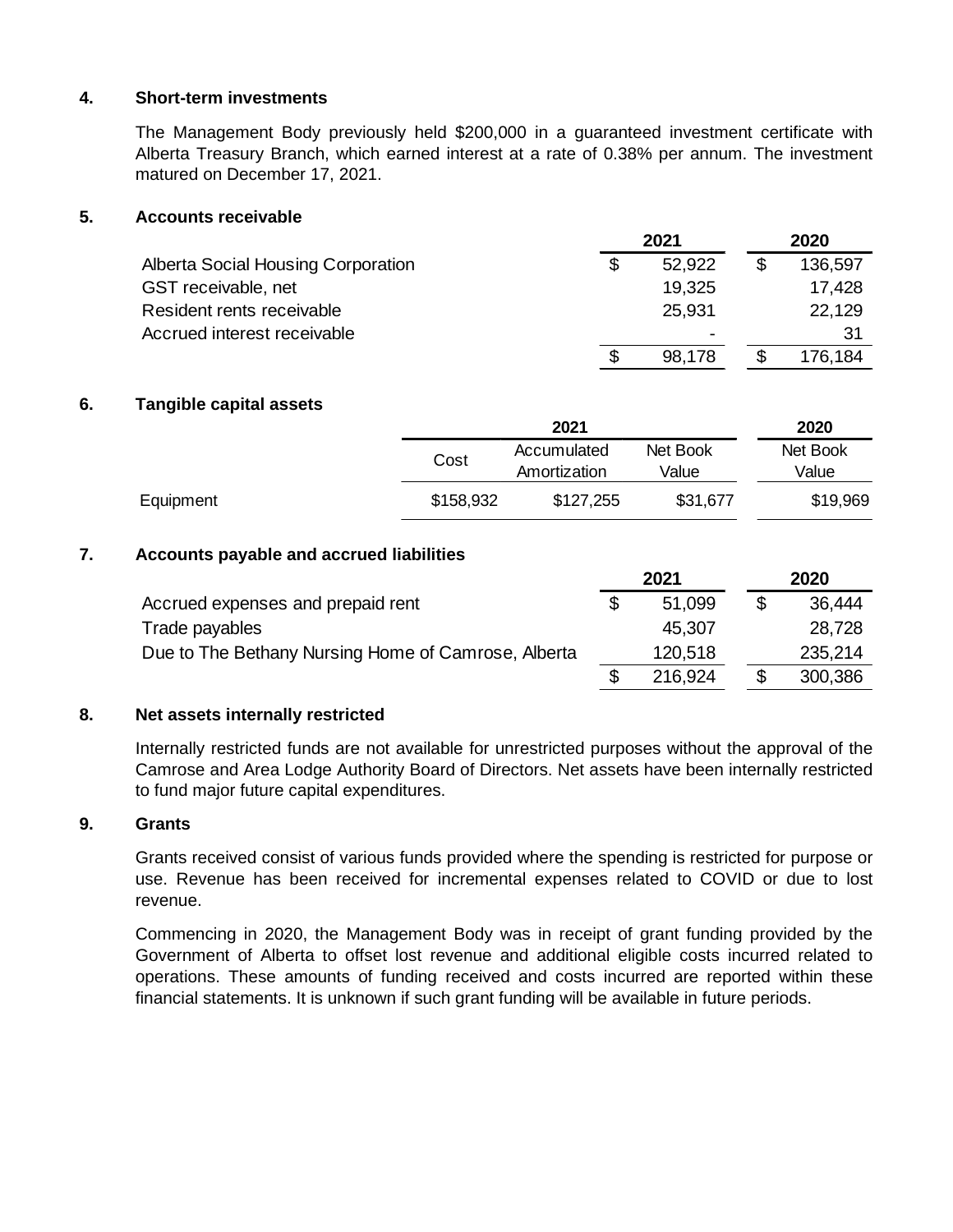## 4. Short-term investments

The Management Body previously held $200,000 in a guaranteed investment certificate with Alberta Treasury Branch, which earned interest at a rate of 0.38% per annum. The investment matured on December 17, 2021.

## 5. Accounts receivable

| | 2021 | 2020 |
|---|---|---|
| Alberta Social Housing Corporation | $ 52,922 | $ 136,597 |
| GST receivable, net | 19,325 | 17,428 |
| Resident rents receivable | 25,931 | 22,129 |
| Accrued interest receivable | - | 31 |
| | $ 98,178 | $ 176,184 |

## 6. Tangible capital assets

| | 2021 | | | 2020 |
|---|---|---|---|---|
| | Cost | Accumulated Amortization | Net Book Value | Net Book Value |
| Equipment | $158,932 | $127,255 | $31,677 | $19,969 |

## 7. Accounts payable and accrued liabilities

| | 2021 | 2020 |
|---|---|---|
| Accrued expenses and prepaid rent | $ 51,099 | $ 36,444 |
| Trade payables | 45,307 | 28,728 |
| Due to The Bethany Nursing Home of Camrose, Alberta | 120,518 | 235,214 |
| | $ 216,924 | $ 300,386 |

## 8. Net assets internally restricted

Internally restricted funds are not available for unrestricted purposes without the approval of the Camrose and Area Lodge Authority Board of Directors. Net assets have been internally restricted to fund major future capital expenditures.

## 9. Grants

Grants received consist of various funds provided where the spending is restricted for purpose or use. Revenue has been received for incremental expenses related to COVID or due to lost revenue.

Commencing in 2020, the Management Body was in receipt of grant funding provided by the Government of Alberta to offset lost revenue and additional eligible costs incurred related to operations. These amounts of funding received and costs incurred are reported within these financial statements. It is unknown if such grant funding will be available in future periods.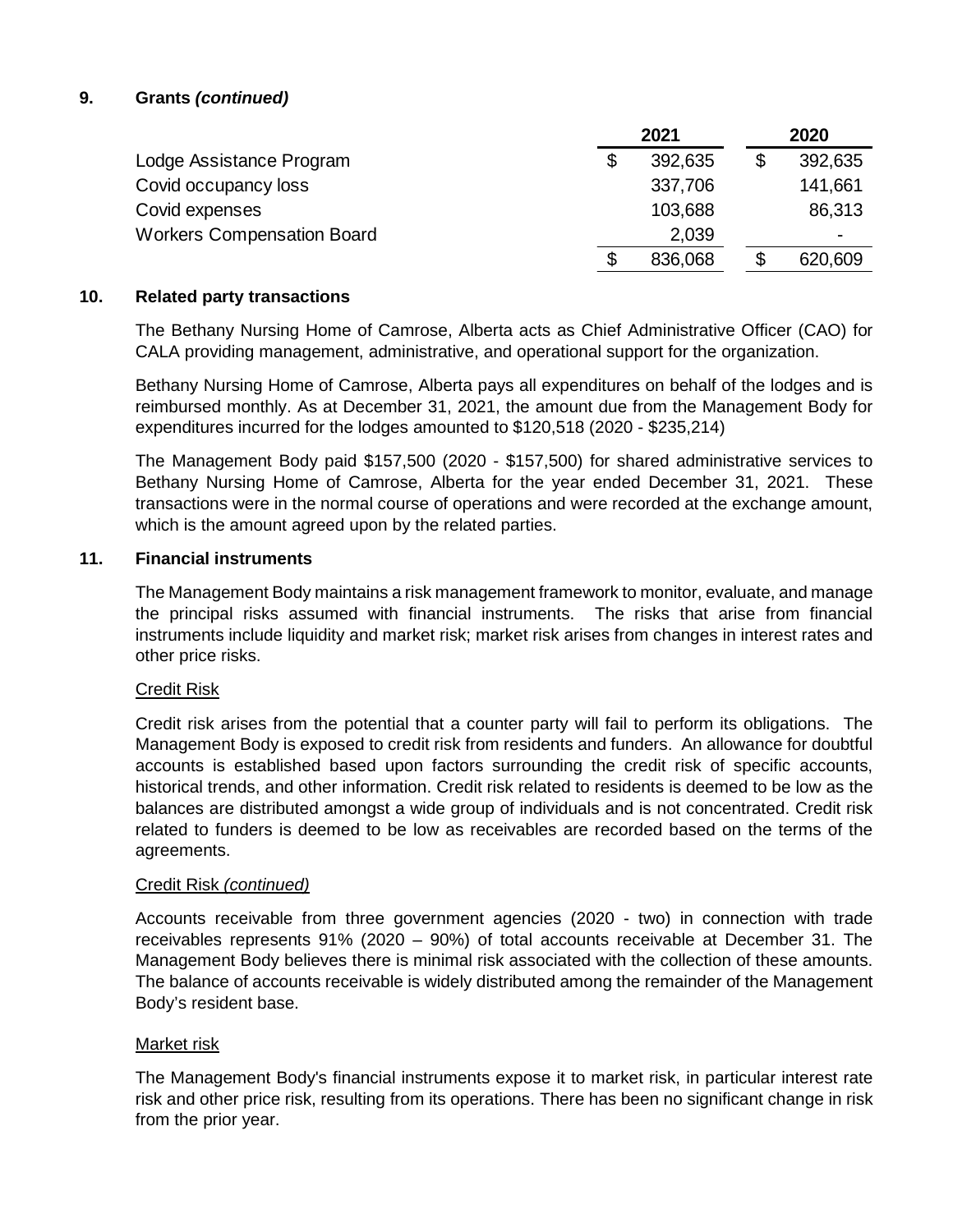## 9. Grants *(continued)*

| | 2021 | 2020 |
|---|---|---|
| Lodge Assistance Program | $ 392,635 | $ 392,635 |
| Covid occupancy loss | 337,706 | 141,661 |
| Covid expenses | 103,688 | 86,313 |
| Workers Compensation Board | 2,039 | - |
| | $ 836,068 | $ 620,609 |

## 10. Related party transactions

The Bethany Nursing Home of Camrose, Alberta acts as Chief Administrative Officer (CAO) for CALA providing management, administrative, and operational support for the organization.

Bethany Nursing Home of Camrose, Alberta pays all expenditures on behalf of the lodges and is reimbursed monthly. As at December 31, 2021, the amount due from the Management Body for expenditures incurred for the lodges amounted to $120,518 (2020 - $235,214)

The Management Body paid $157,500 (2020 - $157,500) for shared administrative services to Bethany Nursing Home of Camrose, Alberta for the year ended December 31, 2021. These transactions were in the normal course of operations and were recorded at the exchange amount, which is the amount agreed upon by the related parties.

## 11. Financial instruments

The Management Body maintains a risk management framework to monitor, evaluate, and manage the principal risks assumed with financial instruments. The risks that arise from financial instruments include liquidity and market risk; market risk arises from changes in interest rates and other price risks.

Credit Risk

Credit risk arises from the potential that a counter party will fail to perform its obligations. The Management Body is exposed to credit risk from residents and funders. An allowance for doubtful accounts is established based upon factors surrounding the credit risk of specific accounts, historical trends, and other information. Credit risk related to residents is deemed to be low as the balances are distributed amongst a wide group of individuals and is not concentrated. Credit risk related to funders is deemed to be low as receivables are recorded based on the terms of the agreements.

Credit Risk *(continued)*

Accounts receivable from three government agencies (2020 - two) in connection with trade receivables represents 91% (2020 – 90%) of total accounts receivable at December 31. The Management Body believes there is minimal risk associated with the collection of these amounts. The balance of accounts receivable is widely distributed among the remainder of the Management Body's resident base.

Market risk

The Management Body's financial instruments expose it to market risk, in particular interest rate risk and other price risk, resulting from its operations. There has been no significant change in risk from the prior year.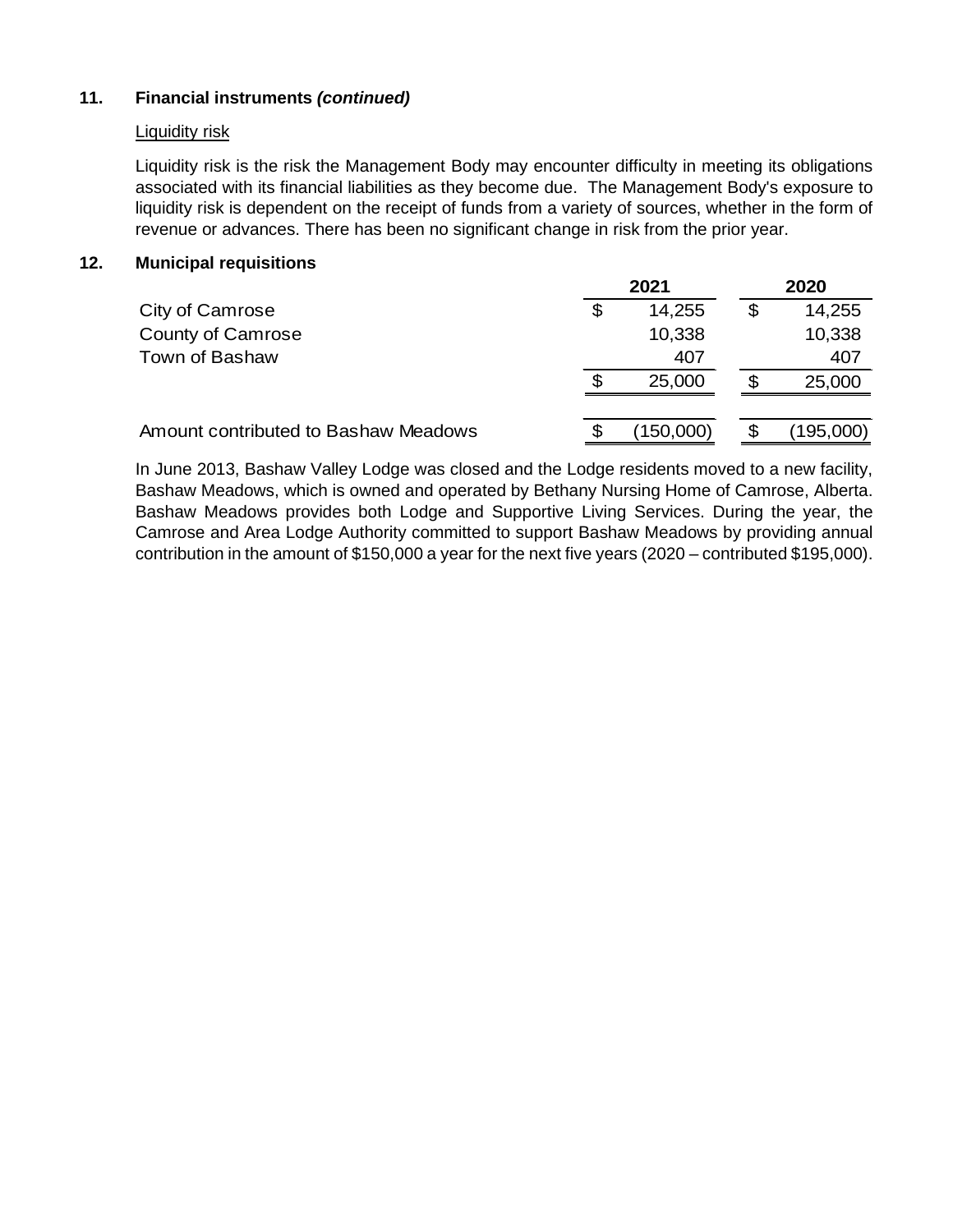## 11. Financial instruments *(continued)*

Liquidity risk

Liquidity risk is the risk the Management Body may encounter difficulty in meeting its obligations associated with its financial liabilities as they become due. The Management Body's exposure to liquidity risk is dependent on the receipt of funds from a variety of sources, whether in the form of revenue or advances. There has been no significant change in risk from the prior year.

## 12. Municipal requisitions

| | 2021 | 2020 |
|---|---|---|
| City of Camrose | $ 14,255 | $ 14,255 |
| County of Camrose | 10,338 | 10,338 |
| Town of Bashaw | 407 | 407 |
| | $ 25,000 | $ 25,000 |
| | | |
| Amount contributed to Bashaw Meadows | $ (150,000) | $ (195,000) |

In June 2013, Bashaw Valley Lodge was closed and the Lodge residents moved to a new facility, Bashaw Meadows, which is owned and operated by Bethany Nursing Home of Camrose, Alberta. Bashaw Meadows provides both Lodge and Supportive Living Services. During the year, the Camrose and Area Lodge Authority committed to support Bashaw Meadows by providing annual contribution in the amount of $150,000 a year for the next five years (2020 – contributed $195,000).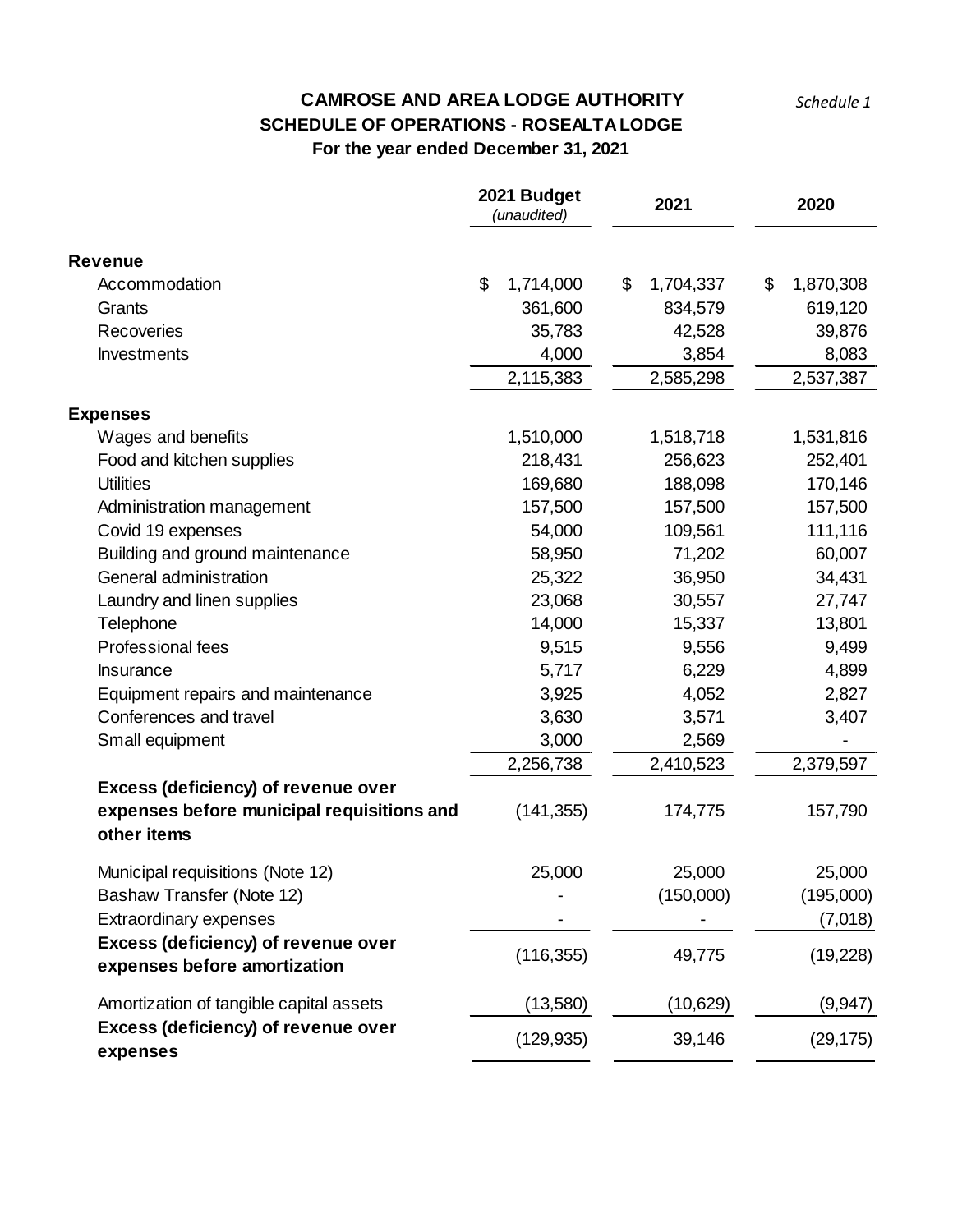# CAMROSE AND AREA LODGE AUTHORITY

*Schedule 1*

## SCHEDULE OF OPERATIONS - ROSEALTA LODGE

**For the year ended December 31, 2021**

| | 2021 Budget *(unaudited)* | 2021 | 2020 |
|---|---|---|---|
| **Revenue** | | | |
| Accommodation | $ 1,714,000 | $ 1,704,337 | $ 1,870,308 |
| Grants | 361,600 | 834,579 | 619,120 |
| Recoveries | 35,783 | 42,528 | 39,876 |
| Investments | 4,000 | 3,854 | 8,083 |
| | 2,115,383 | 2,585,298 | 2,537,387 |
| **Expenses** | | | |
| Wages and benefits | 1,510,000 | 1,518,718 | 1,531,816 |
| Food and kitchen supplies | 218,431 | 256,623 | 252,401 |
| Utilities | 169,680 | 188,098 | 170,146 |
| Administration management | 157,500 | 157,500 | 157,500 |
| Covid 19 expenses | 54,000 | 109,561 | 111,116 |
| Building and ground maintenance | 58,950 | 71,202 | 60,007 |
| General administration | 25,322 | 36,950 | 34,431 |
| Laundry and linen supplies | 23,068 | 30,557 | 27,747 |
| Telephone | 14,000 | 15,337 | 13,801 |
| Professional fees | 9,515 | 9,556 | 9,499 |
| Insurance | 5,717 | 6,229 | 4,899 |
| Equipment repairs and maintenance | 3,925 | 4,052 | 2,827 |
| Conferences and travel | 3,630 | 3,571 | 3,407 |
| Small equipment | 3,000 | 2,569 | - |
| | 2,256,738 | 2,410,523 | 2,379,597 |
| **Excess (deficiency) of revenue over expenses before municipal requisitions and other items** | (141,355) | 174,775 | 157,790 |
| Municipal requisitions (Note 12) | 25,000 | 25,000 | 25,000 |
| Bashaw Transfer (Note 12) | - | (150,000) | (195,000) |
| Extraordinary expenses | - | - | (7,018) |
| **Excess (deficiency) of revenue over expenses before amortization** | (116,355) | 49,775 | (19,228) |
| Amortization of tangible capital assets | (13,580) | (10,629) | (9,947) |
| **Excess (deficiency) of revenue over expenses** | (129,935) | 39,146 | (29,175) |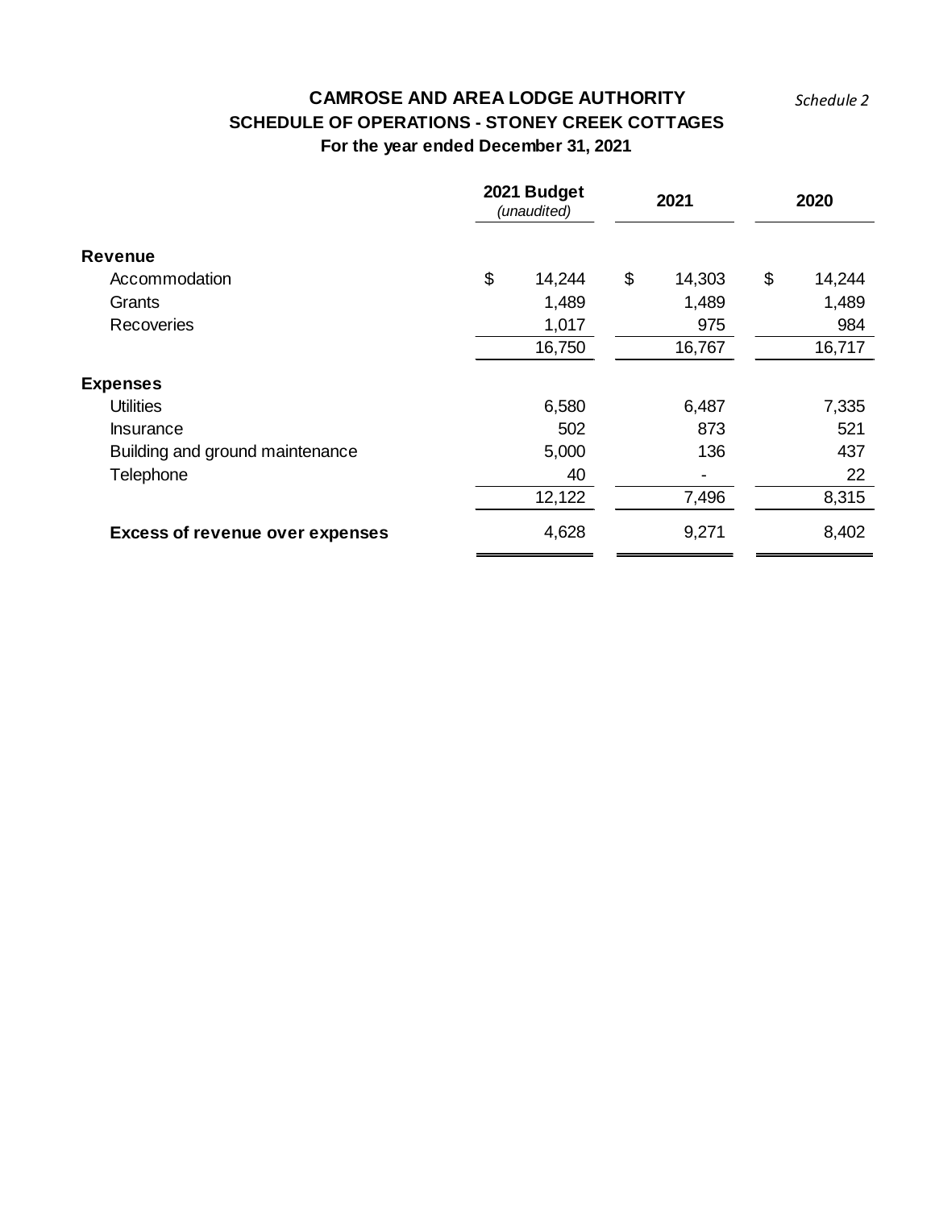*Schedule 2*

# CAMROSE AND AREA LODGE AUTHORITY

## SCHEDULE OF OPERATIONS - STONEY CREEK COTTAGES

### For the year ended December 31, 2021

| | 2021 Budget *(unaudited)* | 2021 | 2020 |
|---|---|---|---|
| **Revenue** | | | |
| Accommodation | $ 14,244 | $ 14,303 | $ 14,244 |
| Grants | 1,489 | 1,489 | 1,489 |
| Recoveries | 1,017 | 975 | 984 |
| | 16,750 | 16,767 | 16,717 |
| **Expenses** | | | |
| Utilities | 6,580 | 6,487 | 7,335 |
| Insurance | 502 | 873 | 521 |
| Building and ground maintenance | 5,000 | 136 | 437 |
| Telephone | 40 | - | 22 |
| | 12,122 | 7,496 | 8,315 |
| **Excess of revenue over expenses** | 4,628 | 9,271 | 8,402 |